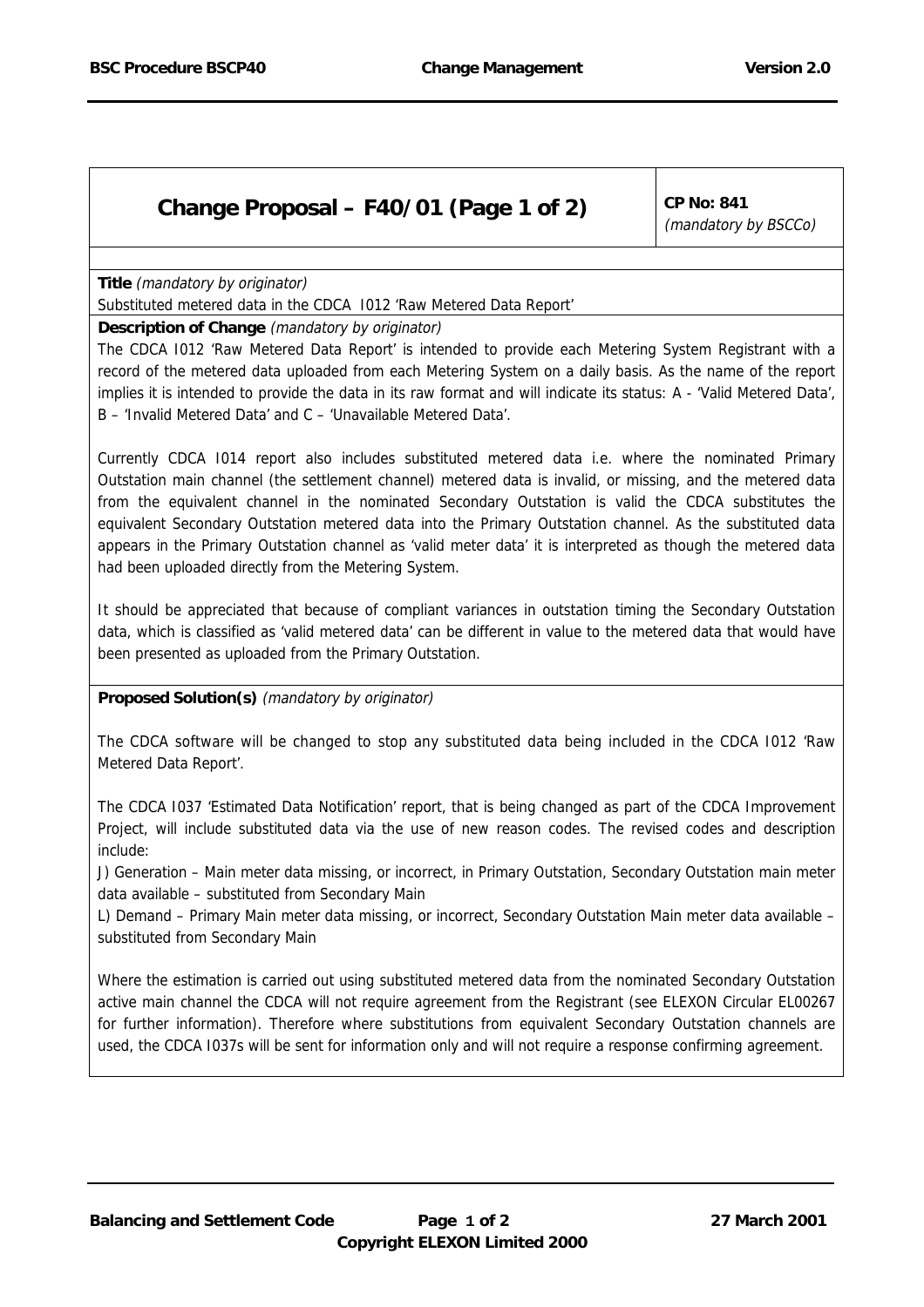# Change Proposal – F40/01 (Page 1 of 2)

**CP No: 841**
*(mandatory by BSCCo)*

**Title** *(mandatory by originator)*

Substituted metered data in the CDCA I012 'Raw Metered Data Report'

**Description of Change** *(mandatory by originator)*

The CDCA I012 'Raw Metered Data Report' is intended to provide each Metering System Registrant with a record of the metered data uploaded from each Metering System on a daily basis. As the name of the report implies it is intended to provide the data in its raw format and will indicate its status: A - 'Valid Metered Data', B – 'Invalid Metered Data' and C – 'Unavailable Metered Data'.

Currently CDCA I014 report also includes substituted metered data i.e. where the nominated Primary Outstation main channel (the settlement channel) metered data is invalid, or missing, and the metered data from the equivalent channel in the nominated Secondary Outstation is valid the CDCA substitutes the equivalent Secondary Outstation metered data into the Primary Outstation channel. As the substituted data appears in the Primary Outstation channel as 'valid meter data' it is interpreted as though the metered data had been uploaded directly from the Metering System.

It should be appreciated that because of compliant variances in outstation timing the Secondary Outstation data, which is classified as 'valid metered data' can be different in value to the metered data that would have been presented as uploaded from the Primary Outstation.

**Proposed Solution(s)** *(mandatory by originator)*

The CDCA software will be changed to stop any substituted data being included in the CDCA I012 'Raw Metered Data Report'.

The CDCA I037 'Estimated Data Notification' report, that is being changed as part of the CDCA Improvement Project, will include substituted data via the use of new reason codes. The revised codes and description include:

J) Generation – Main meter data missing, or incorrect, in Primary Outstation, Secondary Outstation main meter data available – substituted from Secondary Main

L) Demand – Primary Main meter data missing, or incorrect, Secondary Outstation Main meter data available – substituted from Secondary Main

Where the estimation is carried out using substituted metered data from the nominated Secondary Outstation active main channel the CDCA will not require agreement from the Registrant (see ELEXON Circular EL00267 for further information). Therefore where substitutions from equivalent Secondary Outstation channels are used, the CDCA I037s will be sent for information only and will not require a response confirming agreement.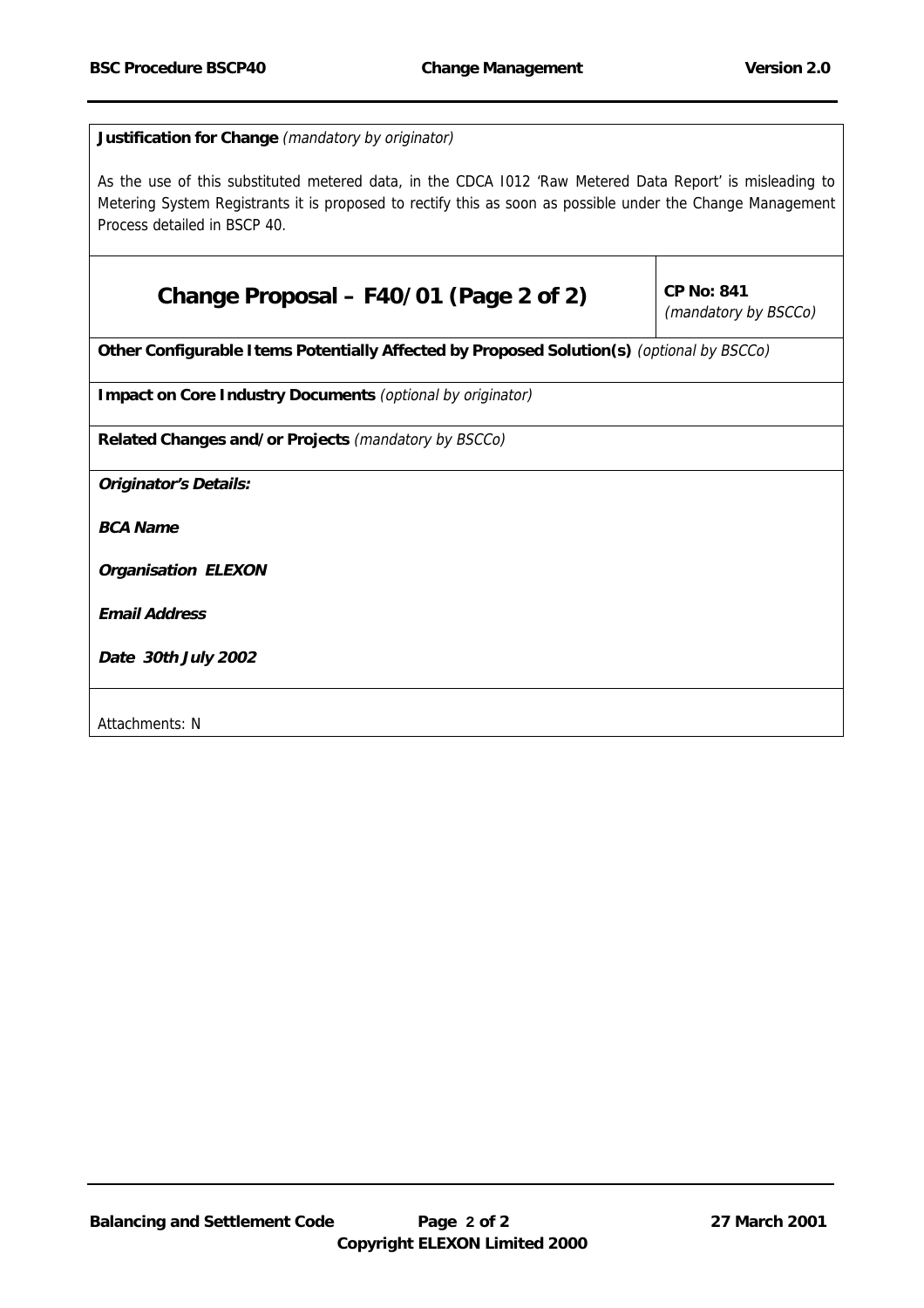**Justification for Change** *(mandatory by originator)*

As the use of this substituted metered data, in the CDCA I012 'Raw Metered Data Report' is misleading to Metering System Registrants it is proposed to rectify this as soon as possible under the Change Management Process detailed in BSCP 40.

| | |
|---|---|
| **Change Proposal – F40/01 (Page 2 of 2)** | **CP No: 841** *(mandatory by BSCCo)* |

**Other Configurable Items Potentially Affected by Proposed Solution(s)** *(optional by BSCCo)*

**Impact on Core Industry Documents** *(optional by originator)*

**Related Changes and/or Projects** *(mandatory by BSCCo)*

***Originator's Details:***

***BCA Name***

***Organisation ELEXON***

***Email Address***

***Date 30th July 2002***

Attachments: N